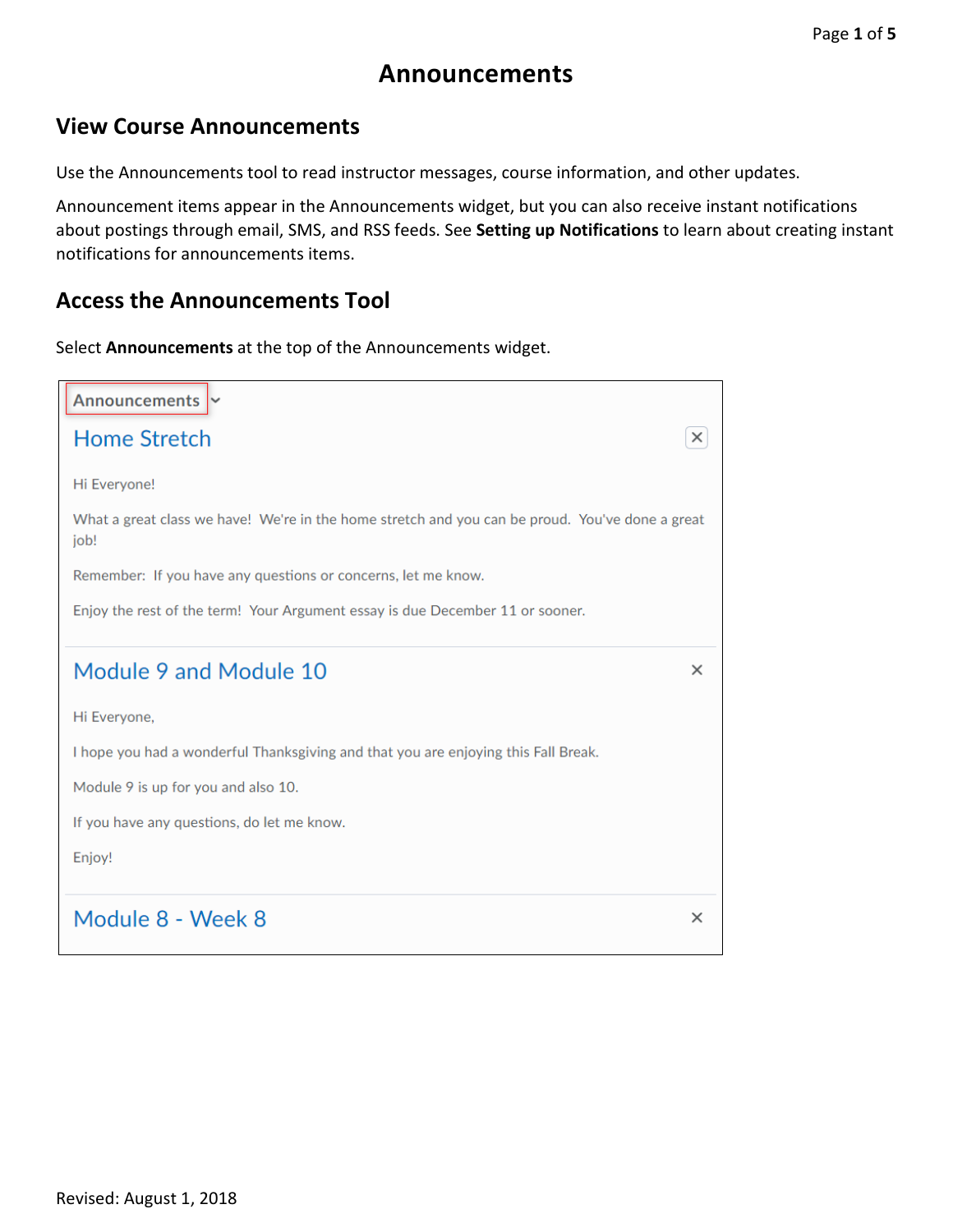# Announcements

## View Course Announcements

Use the Announcements tool to read instructor messages, course information, and other updates.

Announcement items appear in the Announcements widget, but you can also receive instant notifications about postings through email, SMS, and RSS feeds. See **Setting up Notifications** to learn about creating instant notifications for announcements items.

## Access the Announcements Tool

Select **Announcements** at the top of the Announcements widget.

Announcements

Home Stretch

Hi Everyone!

What a great class we have! We're in the home stretch and you can be proud. You've done a great job!

Remember: If you have any questions or concerns, let me know.

Enjoy the rest of the term! Your Argument essay is due December 11 or sooner.

Module 9 and Module 10

Hi Everyone,

I hope you had a wonderful Thanksgiving and that you are enjoying this Fall Break.

Module 9 is up for you and also 10.

If you have any questions, do let me know.

Enjoy!

Module 8 - Week 8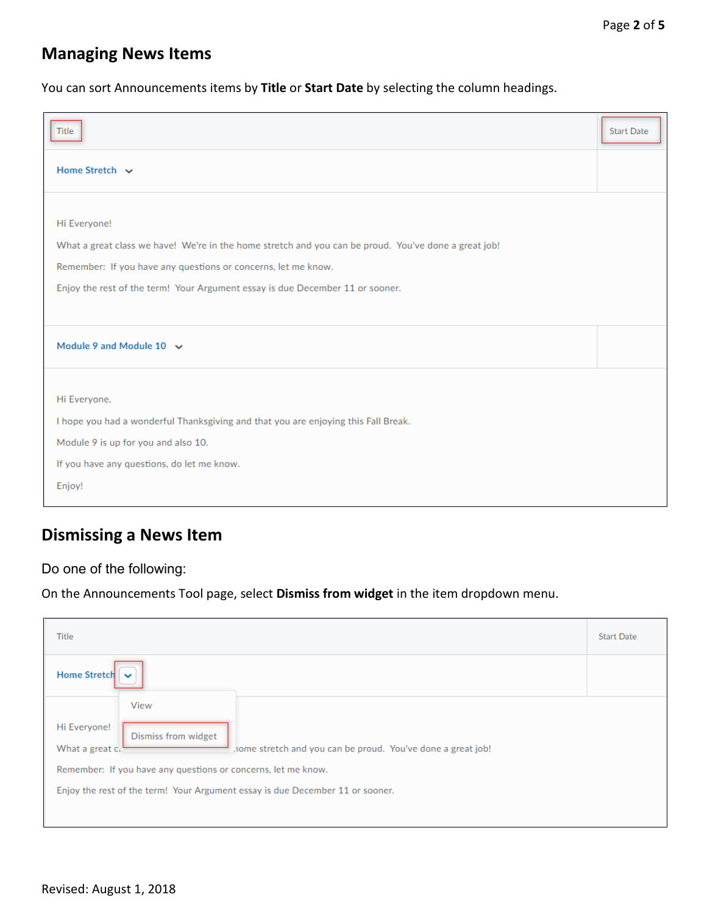## Managing News Items

You can sort Announcements items by **Title** or **Start Date** by selecting the column headings.

| Title | Start Date |
| --- | --- |
| Home Stretch | |
| Hi Everyone!<br>What a great class we have! We're in the home stretch and you can be proud. You've done a great job!<br>Remember: If you have any questions or concerns, let me know.<br>Enjoy the rest of the term! Your Argument essay is due December 11 or sooner. | |
| Module 9 and Module 10 | |
| Hi Everyone,<br>I hope you had a wonderful Thanksgiving and that you are enjoying this Fall Break.<br>Module 9 is up for you and also 10.<br>If you have any questions, do let me know.<br>Enjoy! | |

## Dismissing a News Item

Do one of the following:

On the Announcements Tool page, select **Dismiss from widget** in the item dropdown menu.

| Title | Start Date |
| --- | --- |
| Home Stretch | |
| View<br>Dismiss from widget | |
| Hi Everyone!<br>What a great c... home stretch and you can be proud. You've done a great job!<br>Remember: If you have any questions or concerns, let me know.<br>Enjoy the rest of the term! Your Argument essay is due December 11 or sooner. | |

Revised: August 1, 2018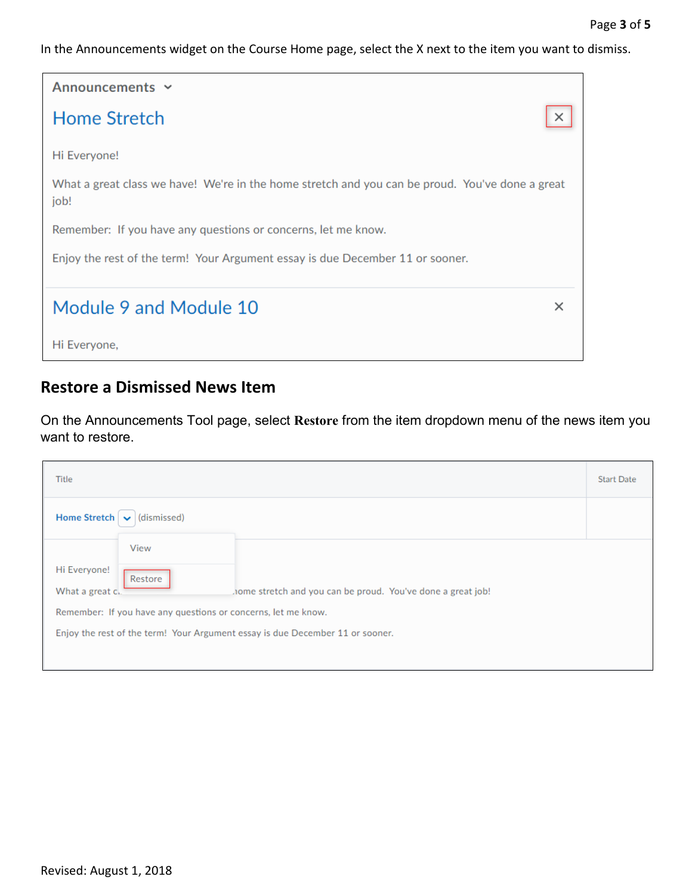In the Announcements widget on the Course Home page, select the X next to the item you want to dismiss.

Announcements

Home Stretch

Hi Everyone!

What a great class we have! We're in the home stretch and you can be proud. You've done a great job!

Remember: If you have any questions or concerns, let me know.

Enjoy the rest of the term! Your Argument essay is due December 11 or sooner.

Module 9 and Module 10

Hi Everyone,

## Restore a Dismissed News Item

On the Announcements Tool page, select **Restore** from the item dropdown menu of the news item you want to restore.

| Title | Start Date |
| --- | --- |
| Home Stretch (dismissed) | |

View

Restore

Hi Everyone!

What a great c... home stretch and you can be proud. You've done a great job!

Remember: If you have any questions or concerns, let me know.

Enjoy the rest of the term! Your Argument essay is due December 11 or sooner.

Revised: August 1, 2018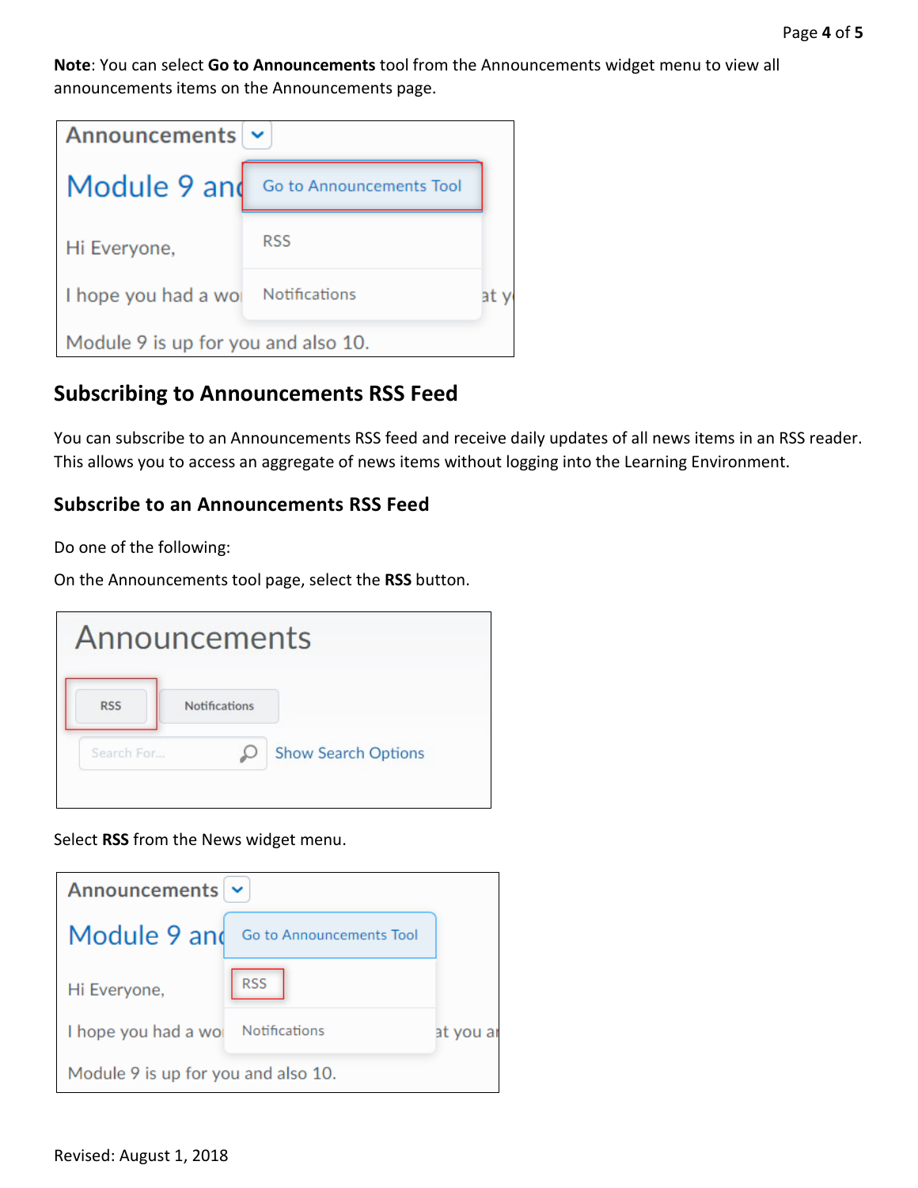**Note**: You can select **Go to Announcements** tool from the Announcements widget menu to view all announcements items on the Announcements page.

## Subscribing to Announcements RSS Feed

You can subscribe to an Announcements RSS feed and receive daily updates of all news items in an RSS reader. This allows you to access an aggregate of news items without logging into the Learning Environment.

### Subscribe to an Announcements RSS Feed

Do one of the following:

On the Announcements tool page, select the **RSS** button.

Select **RSS** from the News widget menu.

Revised: August 1, 2018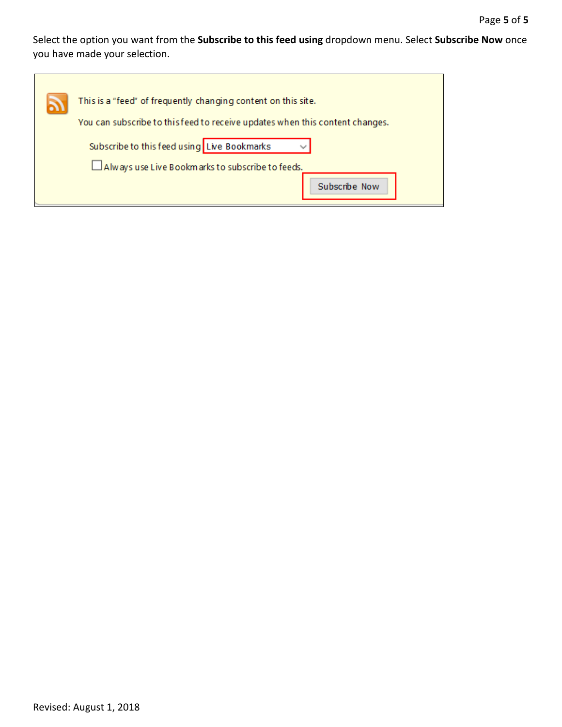Select the option you want from the **Subscribe to this feed using** dropdown menu. Select **Subscribe Now** once you have made your selection.

This is a "feed" of frequently changing content on this site.

You can subscribe to this feed to receive updates when this content changes.

Subscribe to this feed using Live Bookmarks

Always use Live Bookmarks to subscribe to feeds.

Subscribe Now

Revised: August 1, 2018